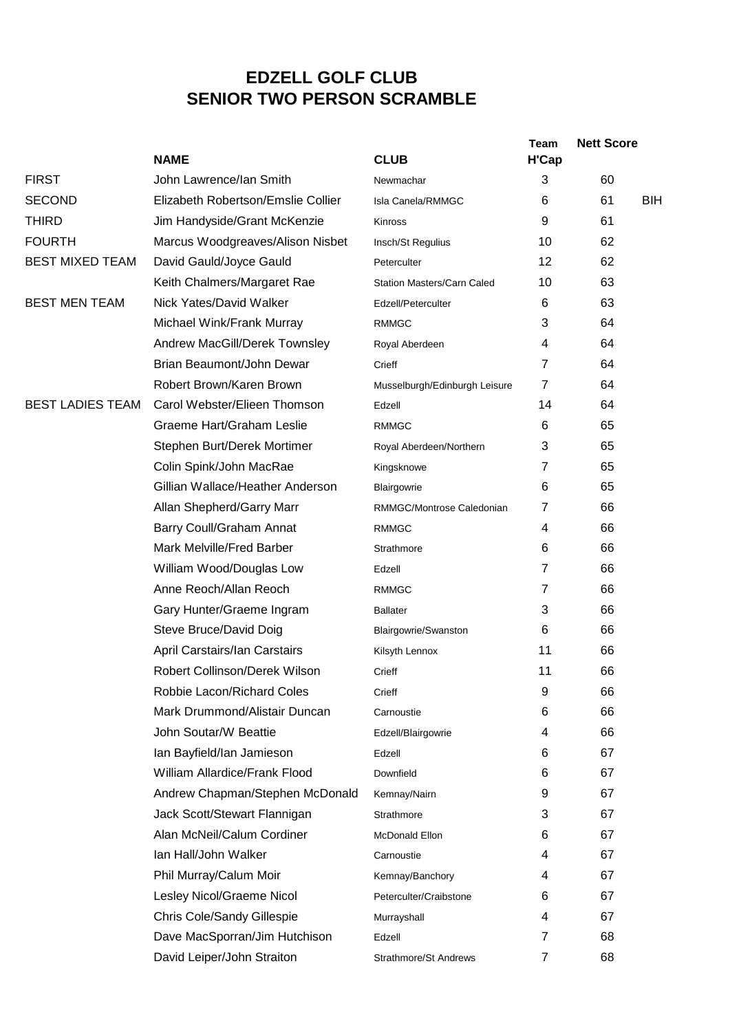# EDZELL GOLF CLUB
# SENIOR TWO PERSON SCRAMBLE

| | NAME | CLUB | Team H'Cap | Nett Score | |
|---|---|---|---|---|---|
| FIRST | John Lawrence/Ian Smith | Newmachar | 3 | 60 | |
| SECOND | Elizabeth Robertson/Emslie Collier | Isla Canela/RMMGC | 6 | 61 | BIH |
| THIRD | Jim Handyside/Grant McKenzie | Kinross | 9 | 61 | |
| FOURTH | Marcus Woodgreaves/Alison Nisbet | Insch/St Regulius | 10 | 62 | |
| BEST MIXED TEAM | David Gauld/Joyce Gauld | Peterculter | 12 | 62 | |
| | Keith Chalmers/Margaret Rae | Station Masters/Carn Caled | 10 | 63 | |
| BEST MEN TEAM | Nick Yates/David Walker | Edzell/Peterculter | 6 | 63 | |
| | Michael Wink/Frank Murray | RMMGC | 3 | 64 | |
| | Andrew MacGill/Derek Townsley | Royal Aberdeen | 4 | 64 | |
| | Brian Beaumont/John Dewar | Crieff | 7 | 64 | |
| | Robert Brown/Karen Brown | Musselburgh/Edinburgh Leisure | 7 | 64 | |
| BEST LADIES TEAM | Carol Webster/Elieen Thomson | Edzell | 14 | 64 | |
| | Graeme Hart/Graham Leslie | RMMGC | 6 | 65 | |
| | Stephen Burt/Derek Mortimer | Royal Aberdeen/Northern | 3 | 65 | |
| | Colin Spink/John MacRae | Kingsknowe | 7 | 65 | |
| | Gillian Wallace/Heather Anderson | Blairgowrie | 6 | 65 | |
| | Allan Shepherd/Garry Marr | RMMGC/Montrose Caledonian | 7 | 66 | |
| | Barry Coull/Graham Annat | RMMGC | 4 | 66 | |
| | Mark Melville/Fred Barber | Strathmore | 6 | 66 | |
| | William Wood/Douglas Low | Edzell | 7 | 66 | |
| | Anne Reoch/Allan Reoch | RMMGC | 7 | 66 | |
| | Gary Hunter/Graeme Ingram | Ballater | 3 | 66 | |
| | Steve Bruce/David Doig | Blairgowrie/Swanston | 6 | 66 | |
| | April Carstairs/Ian Carstairs | Kilsyth Lennox | 11 | 66 | |
| | Robert Collinson/Derek Wilson | Crieff | 11 | 66 | |
| | Robbie Lacon/Richard Coles | Crieff | 9 | 66 | |
| | Mark Drummond/Alistair Duncan | Carnoustie | 6 | 66 | |
| | John Soutar/W Beattie | Edzell/Blairgowrie | 4 | 66 | |
| | Ian Bayfield/Ian Jamieson | Edzell | 6 | 67 | |
| | William Allardice/Frank Flood | Downfield | 6 | 67 | |
| | Andrew Chapman/Stephen McDonald | Kemnay/Nairn | 9 | 67 | |
| | Jack Scott/Stewart Flannigan | Strathmore | 3 | 67 | |
| | Alan McNeil/Calum Cordiner | McDonald Ellon | 6 | 67 | |
| | Ian Hall/John Walker | Carnoustie | 4 | 67 | |
| | Phil Murray/Calum Moir | Kemnay/Banchory | 4 | 67 | |
| | Lesley Nicol/Graeme Nicol | Peterculter/Craibstone | 6 | 67 | |
| | Chris Cole/Sandy Gillespie | Murrayshall | 4 | 67 | |
| | Dave MacSporran/Jim Hutchison | Edzell | 7 | 68 | |
| | David Leiper/John Straiton | Strathmore/St Andrews | 7 | 68 | |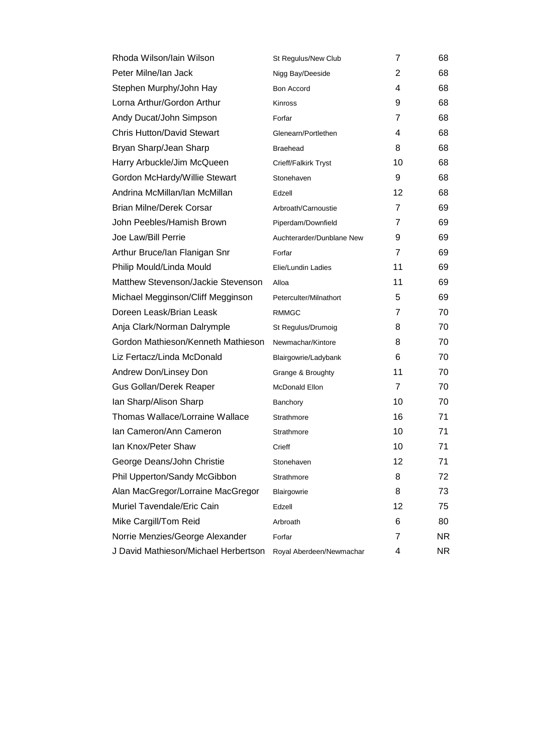| | | | |
|---|---|---|---|
| Rhoda Wilson/Iain Wilson | St Regulus/New Club | 7 | 68 |
| Peter Milne/Ian Jack | Nigg Bay/Deeside | 2 | 68 |
| Stephen Murphy/John Hay | Bon Accord | 4 | 68 |
| Lorna Arthur/Gordon Arthur | Kinross | 9 | 68 |
| Andy Ducat/John Simpson | Forfar | 7 | 68 |
| Chris Hutton/David Stewart | Glenearn/Portlethen | 4 | 68 |
| Bryan Sharp/Jean Sharp | Braehead | 8 | 68 |
| Harry Arbuckle/Jim McQueen | Crieff/Falkirk Tryst | 10 | 68 |
| Gordon McHardy/Willie Stewart | Stonehaven | 9 | 68 |
| Andrina McMillan/Ian McMillan | Edzell | 12 | 68 |
| Brian Milne/Derek Corsar | Arbroath/Carnoustie | 7 | 69 |
| John Peebles/Hamish Brown | Piperdam/Downfield | 7 | 69 |
| Joe Law/Bill Perrie | Auchterarder/Dunblane New | 9 | 69 |
| Arthur Bruce/Ian Flanigan Snr | Forfar | 7 | 69 |
| Philip Mould/Linda Mould | Elie/Lundin Ladies | 11 | 69 |
| Matthew Stevenson/Jackie Stevenson | Alloa | 11 | 69 |
| Michael Megginson/Cliff Megginson | Peterculter/Milnathort | 5 | 69 |
| Doreen Leask/Brian Leask | RMMGC | 7 | 70 |
| Anja Clark/Norman Dalrymple | St Regulus/Drumoig | 8 | 70 |
| Gordon Mathieson/Kenneth Mathieson | Newmachar/Kintore | 8 | 70 |
| Liz Fertacz/Linda McDonald | Blairgowrie/Ladybank | 6 | 70 |
| Andrew Don/Linsey Don | Grange & Broughty | 11 | 70 |
| Gus Gollan/Derek Reaper | McDonald Ellon | 7 | 70 |
| Ian Sharp/Alison Sharp | Banchory | 10 | 70 |
| Thomas Wallace/Lorraine Wallace | Strathmore | 16 | 71 |
| Ian Cameron/Ann Cameron | Strathmore | 10 | 71 |
| Ian Knox/Peter Shaw | Crieff | 10 | 71 |
| George Deans/John Christie | Stonehaven | 12 | 71 |
| Phil Upperton/Sandy McGibbon | Strathmore | 8 | 72 |
| Alan MacGregor/Lorraine MacGregor | Blairgowrie | 8 | 73 |
| Muriel Tavendale/Eric Cain | Edzell | 12 | 75 |
| Mike Cargill/Tom Reid | Arbroath | 6 | 80 |
| Norrie Menzies/George Alexander | Forfar | 7 | NR |
| J David Mathieson/Michael Herbertson | Royal Aberdeen/Newmachar | 4 | NR |